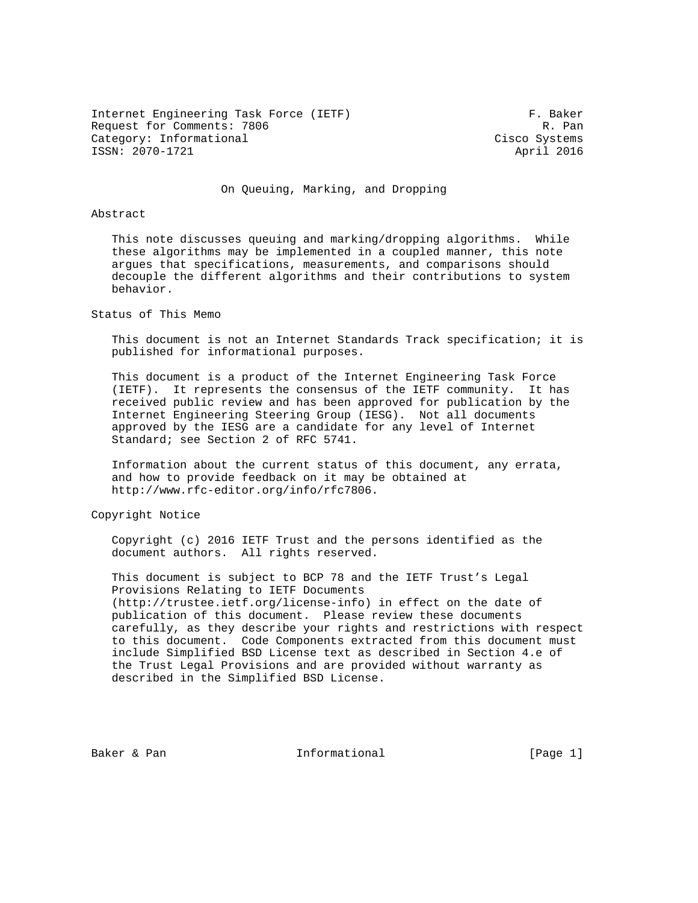Internet Engineering Task Force (IETF) F. Baker
Request for Comments: 7806 R. Pan
Category: Informational Cisco Systems
ISSN: 2070-1721 April 2016

# On Queuing, Marking, and Dropping

## Abstract

This note discusses queuing and marking/dropping algorithms. While these algorithms may be implemented in a coupled manner, this note argues that specifications, measurements, and comparisons should decouple the different algorithms and their contributions to system behavior.

## Status of This Memo

This document is not an Internet Standards Track specification; it is published for informational purposes.

This document is a product of the Internet Engineering Task Force (IETF). It represents the consensus of the IETF community. It has received public review and has been approved for publication by the Internet Engineering Steering Group (IESG). Not all documents approved by the IESG are a candidate for any level of Internet Standard; see Section 2 of RFC 5741.

Information about the current status of this document, any errata, and how to provide feedback on it may be obtained at http://www.rfc-editor.org/info/rfc7806.

## Copyright Notice

Copyright (c) 2016 IETF Trust and the persons identified as the document authors. All rights reserved.

This document is subject to BCP 78 and the IETF Trust's Legal Provisions Relating to IETF Documents (http://trustee.ietf.org/license-info) in effect on the date of publication of this document. Please review these documents carefully, as they describe your rights and restrictions with respect to this document. Code Components extracted from this document must include Simplified BSD License text as described in Section 4.e of the Trust Legal Provisions and are provided without warranty as described in the Simplified BSD License.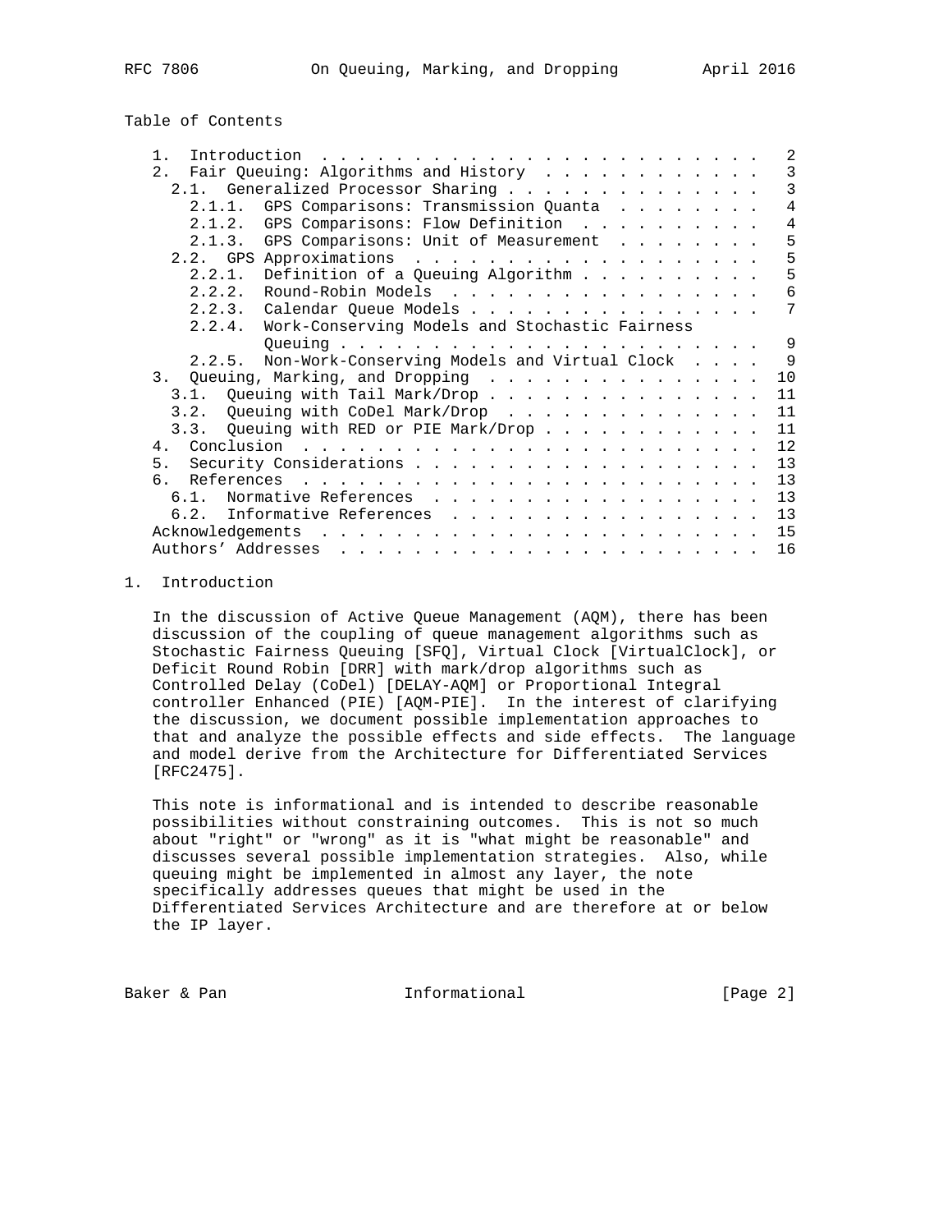## Table of Contents

```
   1.  Introduction  . . . . . . . . . . . . . . . . . . . . . . . .   2
   2.  Fair Queuing: Algorithms and History  . . . . . . . . . . . .   3
     2.1.  Generalized Processor Sharing . . . . . . . . . . . . . .   3
       2.1.1.  GPS Comparisons: Transmission Quanta  . . . . . . . .   4
       2.1.2.  GPS Comparisons: Flow Definition  . . . . . . . . . .   4
       2.1.3.  GPS Comparisons: Unit of Measurement  . . . . . . . .   5
     2.2.  GPS Approximations  . . . . . . . . . . . . . . . . . . .   5
       2.2.1.  Definition of a Queuing Algorithm . . . . . . . . . .   5
       2.2.2.  Round-Robin Models  . . . . . . . . . . . . . . . . .   6
       2.2.3.  Calendar Queue Models . . . . . . . . . . . . . . . .   7
       2.2.4.  Work-Conserving Models and Stochastic Fairness
               Queuing . . . . . . . . . . . . . . . . . . . . . . .   9
       2.2.5.  Non-Work-Conserving Models and Virtual Clock  . . . .   9
   3.  Queuing, Marking, and Dropping  . . . . . . . . . . . . . . .  10
     3.1.  Queuing with Tail Mark/Drop . . . . . . . . . . . . . . .  11
     3.2.  Queuing with CoDel Mark/Drop  . . . . . . . . . . . . . .  11
     3.3.  Queuing with RED or PIE Mark/Drop . . . . . . . . . . . .  11
   4.  Conclusion  . . . . . . . . . . . . . . . . . . . . . . . . .  12
   5.  Security Considerations . . . . . . . . . . . . . . . . . . .  13
   6.  References  . . . . . . . . . . . . . . . . . . . . . . . . .  13
     6.1.  Normative References  . . . . . . . . . . . . . . . . . .  13
     6.2.  Informative References  . . . . . . . . . . . . . . . . .  13
   Acknowledgements  . . . . . . . . . . . . . . . . . . . . . . . .  15
   Authors' Addresses  . . . . . . . . . . . . . . . . . . . . . . .  16
```

## 1. Introduction

In the discussion of Active Queue Management (AQM), there has been discussion of the coupling of queue management algorithms such as Stochastic Fairness Queuing [SFQ], Virtual Clock [VirtualClock], or Deficit Round Robin [DRR] with mark/drop algorithms such as Controlled Delay (CoDel) [DELAY-AQM] or Proportional Integral controller Enhanced (PIE) [AQM-PIE]. In the interest of clarifying the discussion, we document possible implementation approaches to that and analyze the possible effects and side effects. The language and model derive from the Architecture for Differentiated Services [RFC2475].

This note is informational and is intended to describe reasonable possibilities without constraining outcomes. This is not so much about "right" or "wrong" as it is "what might be reasonable" and discusses several possible implementation strategies. Also, while queuing might be implemented in almost any layer, the note specifically addresses queues that might be used in the Differentiated Services Architecture and are therefore at or below the IP layer.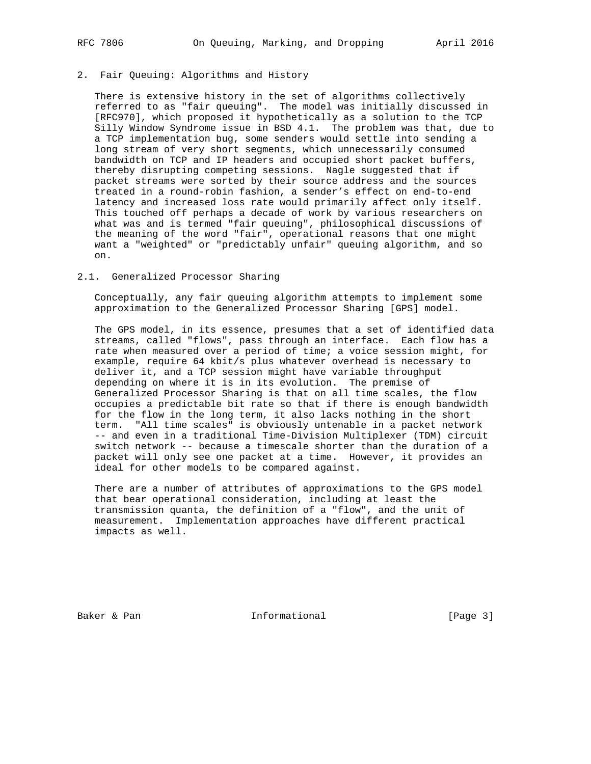## 2. Fair Queuing: Algorithms and History

There is extensive history in the set of algorithms collectively referred to as "fair queuing". The model was initially discussed in [RFC970], which proposed it hypothetically as a solution to the TCP Silly Window Syndrome issue in BSD 4.1. The problem was that, due to a TCP implementation bug, some senders would settle into sending a long stream of very short segments, which unnecessarily consumed bandwidth on TCP and IP headers and occupied short packet buffers, thereby disrupting competing sessions. Nagle suggested that if packet streams were sorted by their source address and the sources treated in a round-robin fashion, a sender's effect on end-to-end latency and increased loss rate would primarily affect only itself. This touched off perhaps a decade of work by various researchers on what was and is termed "fair queuing", philosophical discussions of the meaning of the word "fair", operational reasons that one might want a "weighted" or "predictably unfair" queuing algorithm, and so on.

### 2.1. Generalized Processor Sharing

Conceptually, any fair queuing algorithm attempts to implement some approximation to the Generalized Processor Sharing [GPS] model.

The GPS model, in its essence, presumes that a set of identified data streams, called "flows", pass through an interface. Each flow has a rate when measured over a period of time; a voice session might, for example, require 64 kbit/s plus whatever overhead is necessary to deliver it, and a TCP session might have variable throughput depending on where it is in its evolution. The premise of Generalized Processor Sharing is that on all time scales, the flow occupies a predictable bit rate so that if there is enough bandwidth for the flow in the long term, it also lacks nothing in the short term. "All time scales" is obviously untenable in a packet network -- and even in a traditional Time-Division Multiplexer (TDM) circuit switch network -- because a timescale shorter than the duration of a packet will only see one packet at a time. However, it provides an ideal for other models to be compared against.

There are a number of attributes of approximations to the GPS model that bear operational consideration, including at least the transmission quanta, the definition of a "flow", and the unit of measurement. Implementation approaches have different practical impacts as well.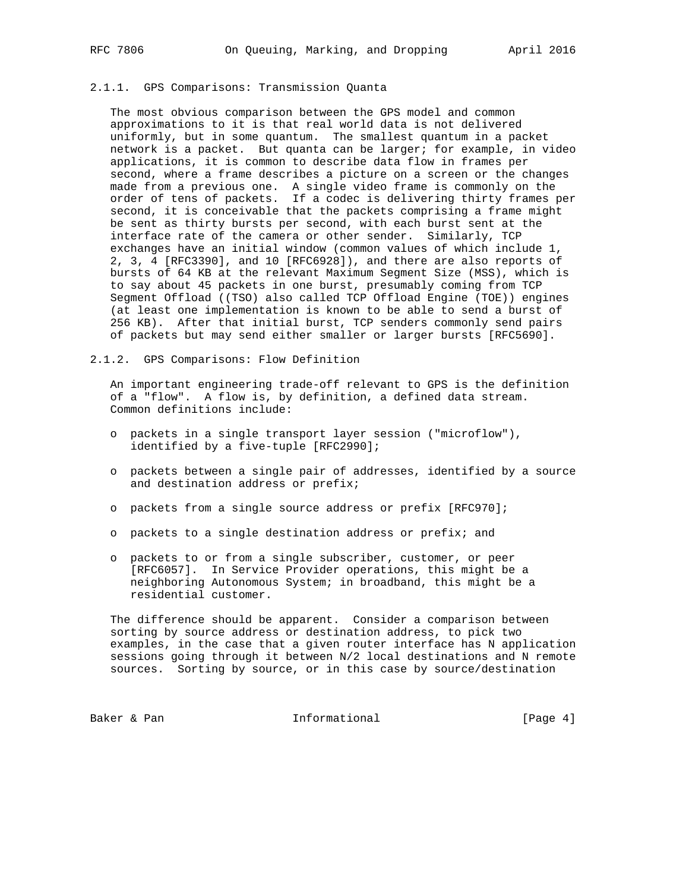#### 2.1.1. GPS Comparisons: Transmission Quanta

The most obvious comparison between the GPS model and common approximations to it is that real world data is not delivered uniformly, but in some quantum. The smallest quantum in a packet network is a packet. But quanta can be larger; for example, in video applications, it is common to describe data flow in frames per second, where a frame describes a picture on a screen or the changes made from a previous one. A single video frame is commonly on the order of tens of packets. If a codec is delivering thirty frames per second, it is conceivable that the packets comprising a frame might be sent as thirty bursts per second, with each burst sent at the interface rate of the camera or other sender. Similarly, TCP exchanges have an initial window (common values of which include 1, 2, 3, 4 [RFC3390], and 10 [RFC6928]), and there are also reports of bursts of 64 KB at the relevant Maximum Segment Size (MSS), which is to say about 45 packets in one burst, presumably coming from TCP Segment Offload ((TSO) also called TCP Offload Engine (TOE)) engines (at least one implementation is known to be able to send a burst of 256 KB). After that initial burst, TCP senders commonly send pairs of packets but may send either smaller or larger bursts [RFC5690].

#### 2.1.2. GPS Comparisons: Flow Definition

An important engineering trade-off relevant to GPS is the definition of a "flow". A flow is, by definition, a defined data stream. Common definitions include:

- packets in a single transport layer session ("microflow"), identified by a five-tuple [RFC2990];
- packets between a single pair of addresses, identified by a source and destination address or prefix;
- packets from a single source address or prefix [RFC970];
- packets to a single destination address or prefix; and
- packets to or from a single subscriber, customer, or peer [RFC6057]. In Service Provider operations, this might be a neighboring Autonomous System; in broadband, this might be a residential customer.

The difference should be apparent. Consider a comparison between sorting by source address or destination address, to pick two examples, in the case that a given router interface has N application sessions going through it between N/2 local destinations and N remote sources. Sorting by source, or in this case by source/destination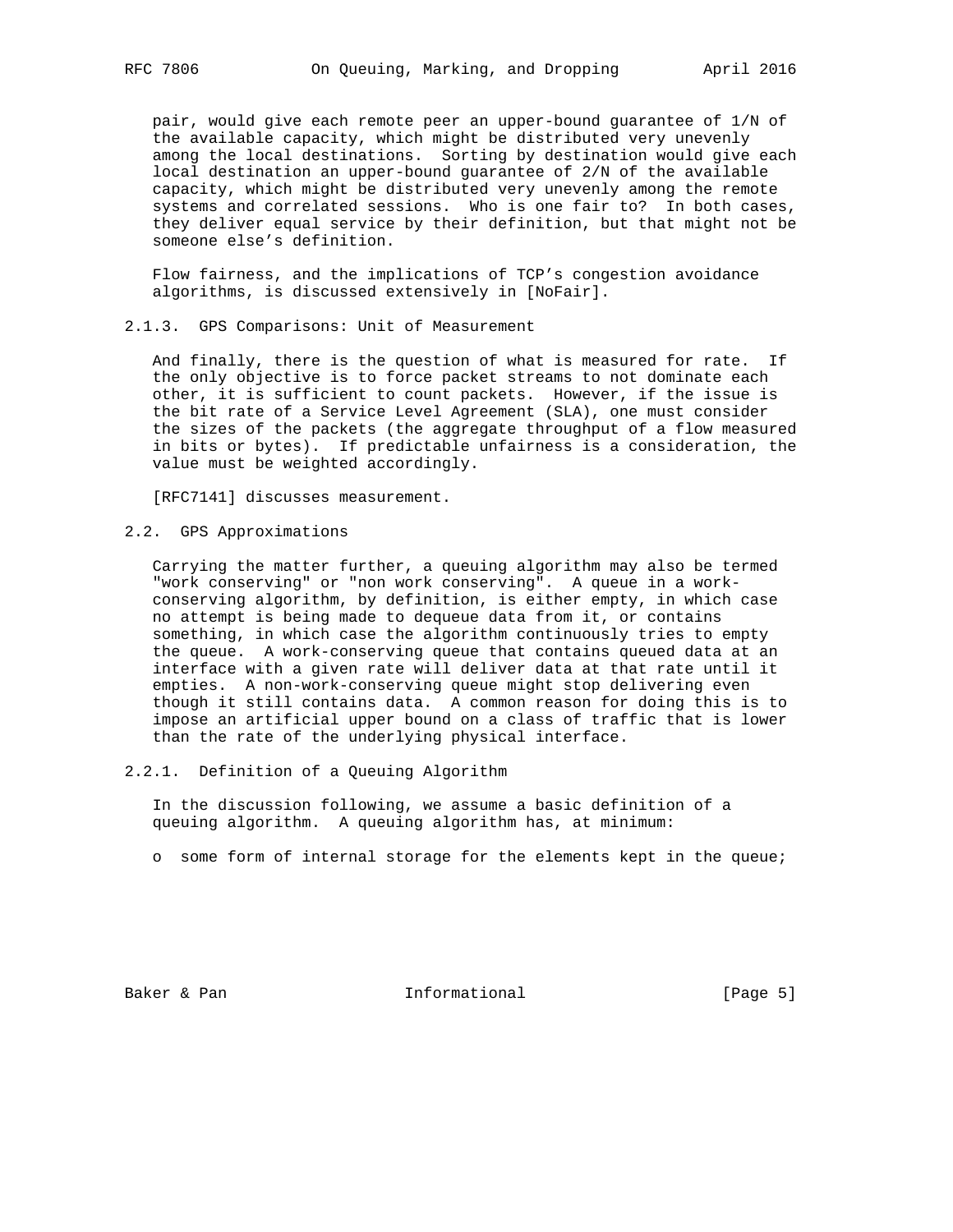pair, would give each remote peer an upper-bound guarantee of 1/N of the available capacity, which might be distributed very unevenly among the local destinations. Sorting by destination would give each local destination an upper-bound guarantee of 2/N of the available capacity, which might be distributed very unevenly among the remote systems and correlated sessions. Who is one fair to? In both cases, they deliver equal service by their definition, but that might not be someone else's definition.

Flow fairness, and the implications of TCP's congestion avoidance algorithms, is discussed extensively in [NoFair].

### 2.1.3. GPS Comparisons: Unit of Measurement

And finally, there is the question of what is measured for rate. If the only objective is to force packet streams to not dominate each other, it is sufficient to count packets. However, if the issue is the bit rate of a Service Level Agreement (SLA), one must consider the sizes of the packets (the aggregate throughput of a flow measured in bits or bytes). If predictable unfairness is a consideration, the value must be weighted accordingly.

[RFC7141] discusses measurement.

## 2.2. GPS Approximations

Carrying the matter further, a queuing algorithm may also be termed "work conserving" or "non work conserving". A queue in a work-conserving algorithm, by definition, is either empty, in which case no attempt is being made to dequeue data from it, or contains something, in which case the algorithm continuously tries to empty the queue. A work-conserving queue that contains queued data at an interface with a given rate will deliver data at that rate until it empties. A non-work-conserving queue might stop delivering even though it still contains data. A common reason for doing this is to impose an artificial upper bound on a class of traffic that is lower than the rate of the underlying physical interface.

### 2.2.1. Definition of a Queuing Algorithm

In the discussion following, we assume a basic definition of a queuing algorithm. A queuing algorithm has, at minimum:

- some form of internal storage for the elements kept in the queue;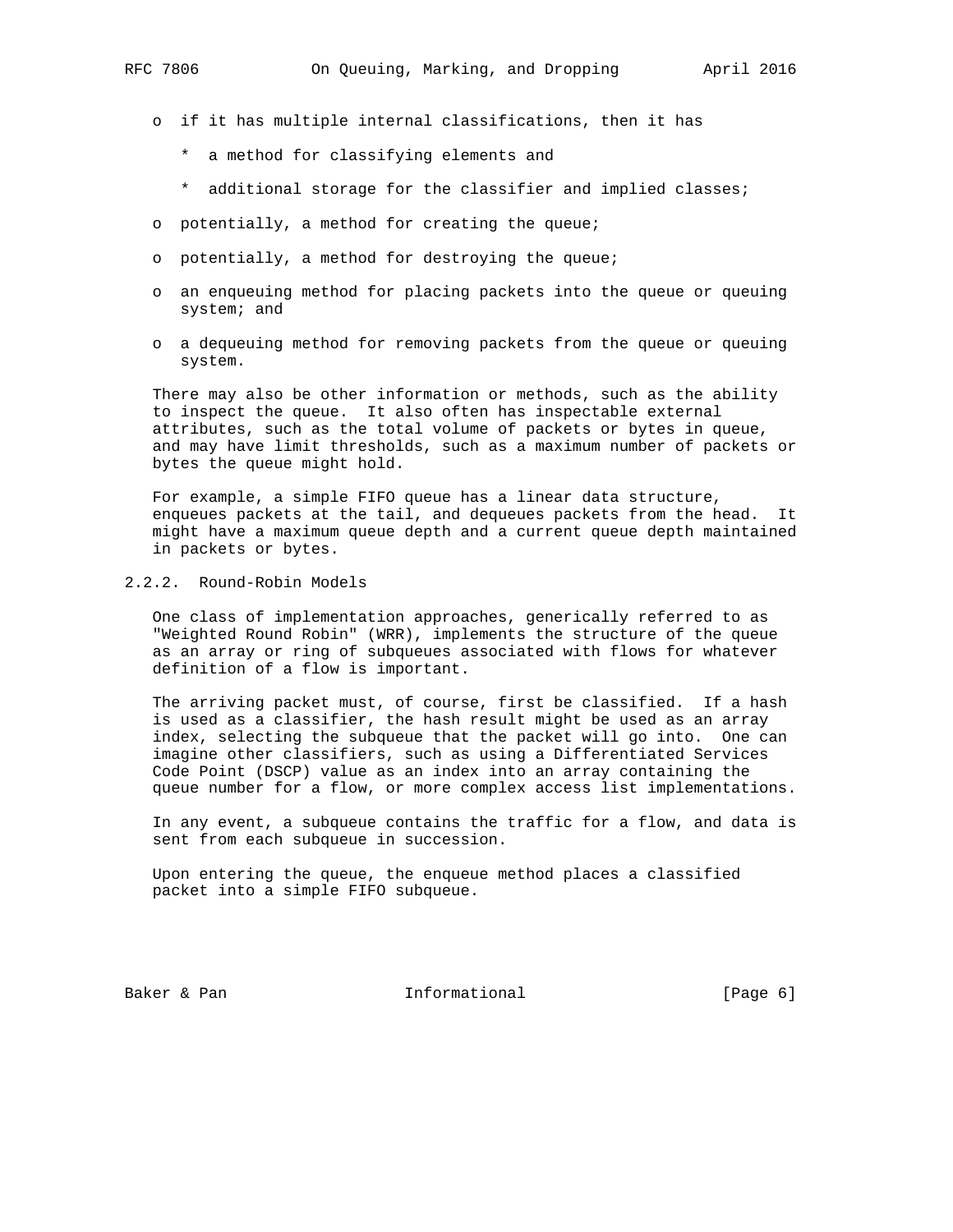- if it has multiple internal classifications, then it has
  - a method for classifying elements and
  - additional storage for the classifier and implied classes;
- potentially, a method for creating the queue;
- potentially, a method for destroying the queue;
- an enqueuing method for placing packets into the queue or queuing system; and
- a dequeuing method for removing packets from the queue or queuing system.

There may also be other information or methods, such as the ability to inspect the queue. It also often has inspectable external attributes, such as the total volume of packets or bytes in queue, and may have limit thresholds, such as a maximum number of packets or bytes the queue might hold.

For example, a simple FIFO queue has a linear data structure, enqueues packets at the tail, and dequeues packets from the head. It might have a maximum queue depth and a current queue depth maintained in packets or bytes.

### 2.2.2. Round-Robin Models

One class of implementation approaches, generically referred to as "Weighted Round Robin" (WRR), implements the structure of the queue as an array or ring of subqueues associated with flows for whatever definition of a flow is important.

The arriving packet must, of course, first be classified. If a hash is used as a classifier, the hash result might be used as an array index, selecting the subqueue that the packet will go into. One can imagine other classifiers, such as using a Differentiated Services Code Point (DSCP) value as an index into an array containing the queue number for a flow, or more complex access list implementations.

In any event, a subqueue contains the traffic for a flow, and data is sent from each subqueue in succession.

Upon entering the queue, the enqueue method places a classified packet into a simple FIFO subqueue.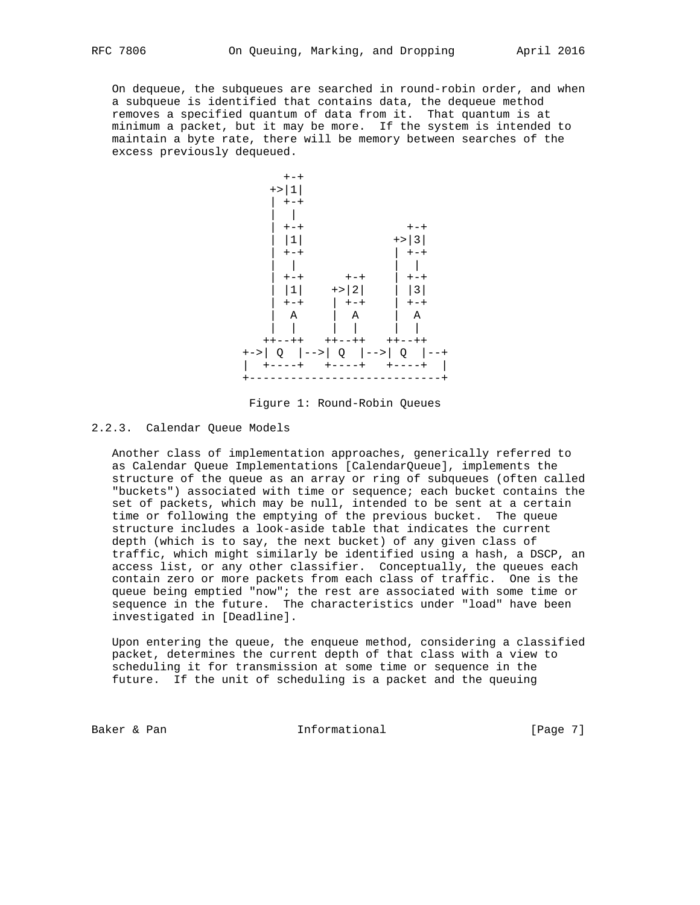On dequeue, the subqueues are searched in round-robin order, and when a subqueue is identified that contains data, the dequeue method removes a specified quantum of data from it. That quantum is at minimum a packet, but it may be more. If the system is intended to maintain a byte rate, there will be memory between searches of the excess previously dequeued.

```
                 +-+
                +>|1|
                | +-+
                |  |
                | +-+               +-+
                | |1|             +>|3|
                | +-+             | +-+
                |  |              |  |
                | +-+      +-+    | +-+
                | |1|    +>|2|    | |3|
                | +-+    | +-+    | +-+
                |  A     |  A     |  A
                |  |     |  |     |  |
               ++--++   ++--++   ++--++
            +->| Q  |-->| Q  |-->| Q  |--+
            |  +----+   +----+   +----+  |
            +----------------------------+
```

Figure 1: Round-Robin Queues

### 2.2.3. Calendar Queue Models

Another class of implementation approaches, generically referred to as Calendar Queue Implementations [CalendarQueue], implements the structure of the queue as an array or ring of subqueues (often called "buckets") associated with time or sequence; each bucket contains the set of packets, which may be null, intended to be sent at a certain time or following the emptying of the previous bucket. The queue structure includes a look-aside table that indicates the current depth (which is to say, the next bucket) of any given class of traffic, which might similarly be identified using a hash, a DSCP, an access list, or any other classifier. Conceptually, the queues each contain zero or more packets from each class of traffic. One is the queue being emptied "now"; the rest are associated with some time or sequence in the future. The characteristics under "load" have been investigated in [Deadline].

Upon entering the queue, the enqueue method, considering a classified packet, determines the current depth of that class with a view to scheduling it for transmission at some time or sequence in the future. If the unit of scheduling is a packet and the queuing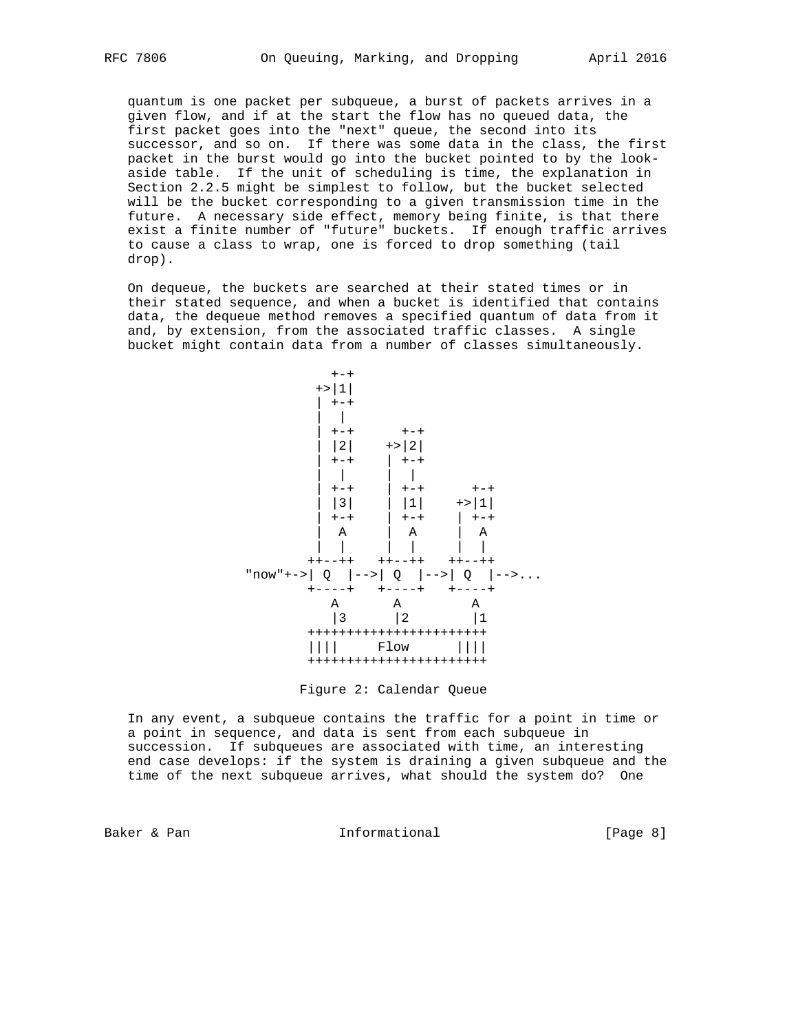quantum is one packet per subqueue, a burst of packets arrives in a given flow, and if at the start the flow has no queued data, the first packet goes into the "next" queue, the second into its successor, and so on. If there was some data in the class, the first packet in the burst would go into the bucket pointed to by the look-aside table. If the unit of scheduling is time, the explanation in Section 2.2.5 might be simplest to follow, but the bucket selected will be the bucket corresponding to a given transmission time in the future. A necessary side effect, memory being finite, is that there exist a finite number of "future" buckets. If enough traffic arrives to cause a class to wrap, one is forced to drop something (tail drop).

On dequeue, the buckets are searched at their stated times or in their stated sequence, and when a bucket is identified that contains data, the dequeue method removes a specified quantum of data from it and, by extension, from the associated traffic classes. A single bucket might contain data from a number of classes simultaneously.

```
                     +-+
                    +>|1|
                    | +-+
                    |  |
                    | +-+      +-+
                    | |2|    +>|2|
                    | +-+    | +-+
                    |  |     |  |
                    | +-+    | +-+      +-+
                    | |3|    | |1|    +>|1|
                    | +-+    | +-+    | +-+
                    |  A     |  A     |  A
                    |  |     |  |     |  |
                   ++--++   ++--++   ++--++
            "now"+->| Q  |-->| Q  |-->| Q  |-->...
                   +----+   +----+   +----+
                     A       A         A
                     |3      |2        |1
                   ++++++++++++++++++++++
                   ||||     Flow      ||||
                   ++++++++++++++++++++++
```

Figure 2: Calendar Queue

In any event, a subqueue contains the traffic for a point in time or a point in sequence, and data is sent from each subqueue in succession. If subqueues are associated with time, an interesting end case develops: if the system is draining a given subqueue and the time of the next subqueue arrives, what should the system do? One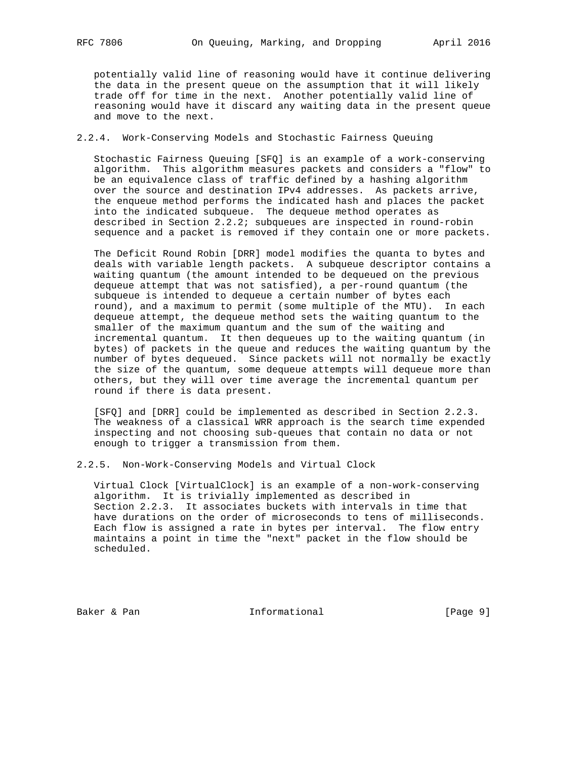potentially valid line of reasoning would have it continue delivering the data in the present queue on the assumption that it will likely trade off for time in the next. Another potentially valid line of reasoning would have it discard any waiting data in the present queue and move to the next.

### 2.2.4. Work-Conserving Models and Stochastic Fairness Queuing

Stochastic Fairness Queuing [SFQ] is an example of a work-conserving algorithm. This algorithm measures packets and considers a "flow" to be an equivalence class of traffic defined by a hashing algorithm over the source and destination IPv4 addresses. As packets arrive, the enqueue method performs the indicated hash and places the packet into the indicated subqueue. The dequeue method operates as described in Section 2.2.2; subqueues are inspected in round-robin sequence and a packet is removed if they contain one or more packets.

The Deficit Round Robin [DRR] model modifies the quanta to bytes and deals with variable length packets. A subqueue descriptor contains a waiting quantum (the amount intended to be dequeued on the previous dequeue attempt that was not satisfied), a per-round quantum (the subqueue is intended to dequeue a certain number of bytes each round), and a maximum to permit (some multiple of the MTU). In each dequeue attempt, the dequeue method sets the waiting quantum to the smaller of the maximum quantum and the sum of the waiting and incremental quantum. It then dequeues up to the waiting quantum (in bytes) of packets in the queue and reduces the waiting quantum by the number of bytes dequeued. Since packets will not normally be exactly the size of the quantum, some dequeue attempts will dequeue more than others, but they will over time average the incremental quantum per round if there is data present.

[SFQ] and [DRR] could be implemented as described in Section 2.2.3. The weakness of a classical WRR approach is the search time expended inspecting and not choosing sub-queues that contain no data or not enough to trigger a transmission from them.

### 2.2.5. Non-Work-Conserving Models and Virtual Clock

Virtual Clock [VirtualClock] is an example of a non-work-conserving algorithm. It is trivially implemented as described in Section 2.2.3. It associates buckets with intervals in time that have durations on the order of microseconds to tens of milliseconds. Each flow is assigned a rate in bytes per interval. The flow entry maintains a point in time the "next" packet in the flow should be scheduled.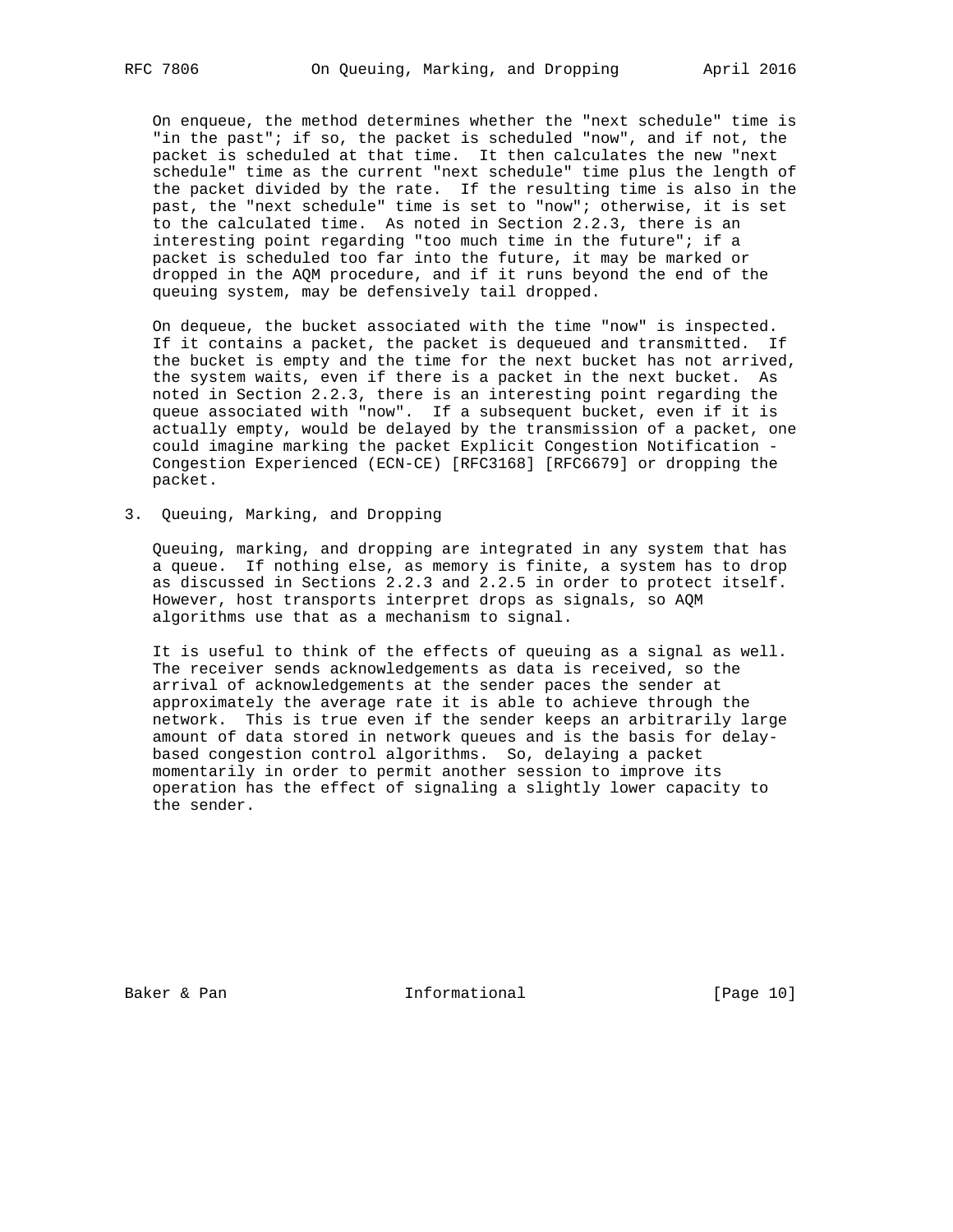On enqueue, the method determines whether the "next schedule" time is "in the past"; if so, the packet is scheduled "now", and if not, the packet is scheduled at that time. It then calculates the new "next schedule" time as the current "next schedule" time plus the length of the packet divided by the rate. If the resulting time is also in the past, the "next schedule" time is set to "now"; otherwise, it is set to the calculated time. As noted in Section 2.2.3, there is an interesting point regarding "too much time in the future"; if a packet is scheduled too far into the future, it may be marked or dropped in the AQM procedure, and if it runs beyond the end of the queuing system, may be defensively tail dropped.

On dequeue, the bucket associated with the time "now" is inspected. If it contains a packet, the packet is dequeued and transmitted. If the bucket is empty and the time for the next bucket has not arrived, the system waits, even if there is a packet in the next bucket. As noted in Section 2.2.3, there is an interesting point regarding the queue associated with "now". If a subsequent bucket, even if it is actually empty, would be delayed by the transmission of a packet, one could imagine marking the packet Explicit Congestion Notification - Congestion Experienced (ECN-CE) [RFC3168] [RFC6679] or dropping the packet.

## 3. Queuing, Marking, and Dropping

Queuing, marking, and dropping are integrated in any system that has a queue. If nothing else, as memory is finite, a system has to drop as discussed in Sections 2.2.3 and 2.2.5 in order to protect itself. However, host transports interpret drops as signals, so AQM algorithms use that as a mechanism to signal.

It is useful to think of the effects of queuing as a signal as well. The receiver sends acknowledgements as data is received, so the arrival of acknowledgements at the sender paces the sender at approximately the average rate it is able to achieve through the network. This is true even if the sender keeps an arbitrarily large amount of data stored in network queues and is the basis for delay-based congestion control algorithms. So, delaying a packet momentarily in order to permit another session to improve its operation has the effect of signaling a slightly lower capacity to the sender.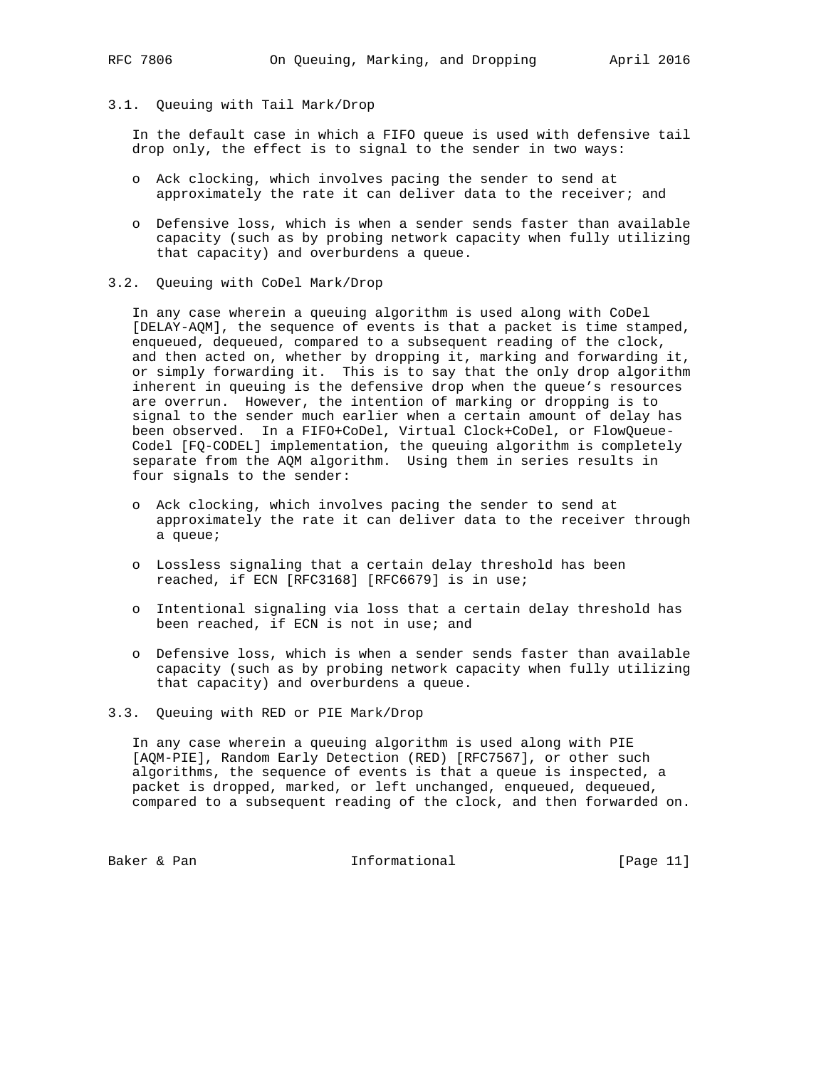### 3.1. Queuing with Tail Mark/Drop

In the default case in which a FIFO queue is used with defensive tail drop only, the effect is to signal to the sender in two ways:

- Ack clocking, which involves pacing the sender to send at approximately the rate it can deliver data to the receiver; and
- Defensive loss, which is when a sender sends faster than available capacity (such as by probing network capacity when fully utilizing that capacity) and overburdens a queue.

### 3.2. Queuing with CoDel Mark/Drop

In any case wherein a queuing algorithm is used along with CoDel [DELAY-AQM], the sequence of events is that a packet is time stamped, enqueued, dequeued, compared to a subsequent reading of the clock, and then acted on, whether by dropping it, marking and forwarding it, or simply forwarding it. This is to say that the only drop algorithm inherent in queuing is the defensive drop when the queue's resources are overrun. However, the intention of marking or dropping is to signal to the sender much earlier when a certain amount of delay has been observed. In a FIFO+CoDel, Virtual Clock+CoDel, or FlowQueue-Codel [FQ-CODEL] implementation, the queuing algorithm is completely separate from the AQM algorithm. Using them in series results in four signals to the sender:

- Ack clocking, which involves pacing the sender to send at approximately the rate it can deliver data to the receiver through a queue;
- Lossless signaling that a certain delay threshold has been reached, if ECN [RFC3168] [RFC6679] is in use;
- Intentional signaling via loss that a certain delay threshold has been reached, if ECN is not in use; and
- Defensive loss, which is when a sender sends faster than available capacity (such as by probing network capacity when fully utilizing that capacity) and overburdens a queue.

### 3.3. Queuing with RED or PIE Mark/Drop

In any case wherein a queuing algorithm is used along with PIE [AQM-PIE], Random Early Detection (RED) [RFC7567], or other such algorithms, the sequence of events is that a queue is inspected, a packet is dropped, marked, or left unchanged, enqueued, dequeued, compared to a subsequent reading of the clock, and then forwarded on.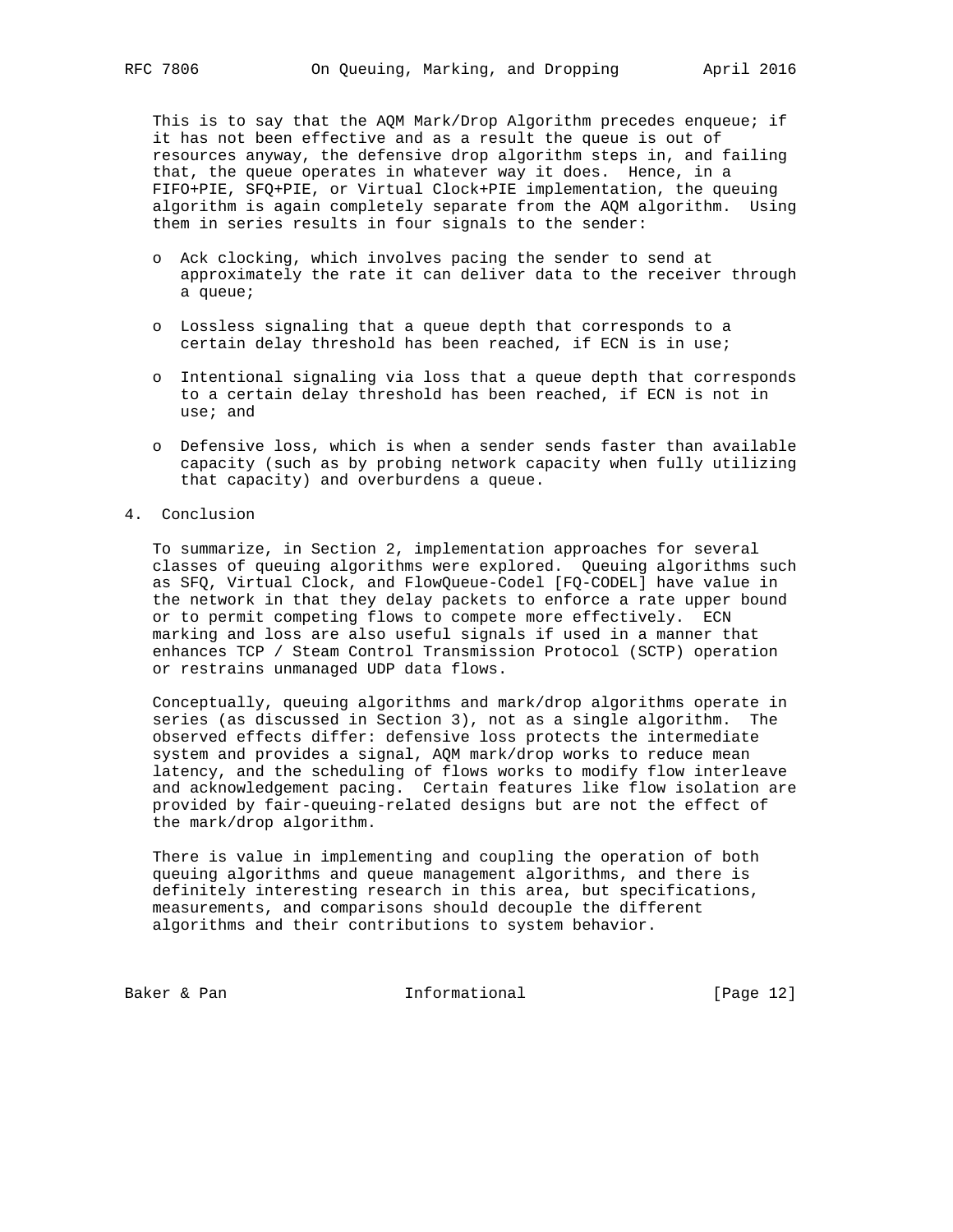This is to say that the AQM Mark/Drop Algorithm precedes enqueue; if it has not been effective and as a result the queue is out of resources anyway, the defensive drop algorithm steps in, and failing that, the queue operates in whatever way it does. Hence, in a FIFO+PIE, SFQ+PIE, or Virtual Clock+PIE implementation, the queuing algorithm is again completely separate from the AQM algorithm. Using them in series results in four signals to the sender:

- Ack clocking, which involves pacing the sender to send at approximately the rate it can deliver data to the receiver through a queue;
- Lossless signaling that a queue depth that corresponds to a certain delay threshold has been reached, if ECN is in use;
- Intentional signaling via loss that a queue depth that corresponds to a certain delay threshold has been reached, if ECN is not in use; and
- Defensive loss, which is when a sender sends faster than available capacity (such as by probing network capacity when fully utilizing that capacity) and overburdens a queue.

## 4. Conclusion

To summarize, in Section 2, implementation approaches for several classes of queuing algorithms were explored. Queuing algorithms such as SFQ, Virtual Clock, and FlowQueue-Codel [FQ-CODEL] have value in the network in that they delay packets to enforce a rate upper bound or to permit competing flows to compete more effectively. ECN marking and loss are also useful signals if used in a manner that enhances TCP / Steam Control Transmission Protocol (SCTP) operation or restrains unmanaged UDP data flows.

Conceptually, queuing algorithms and mark/drop algorithms operate in series (as discussed in Section 3), not as a single algorithm. The observed effects differ: defensive loss protects the intermediate system and provides a signal, AQM mark/drop works to reduce mean latency, and the scheduling of flows works to modify flow interleave and acknowledgement pacing. Certain features like flow isolation are provided by fair-queuing-related designs but are not the effect of the mark/drop algorithm.

There is value in implementing and coupling the operation of both queuing algorithms and queue management algorithms, and there is definitely interesting research in this area, but specifications, measurements, and comparisons should decouple the different algorithms and their contributions to system behavior.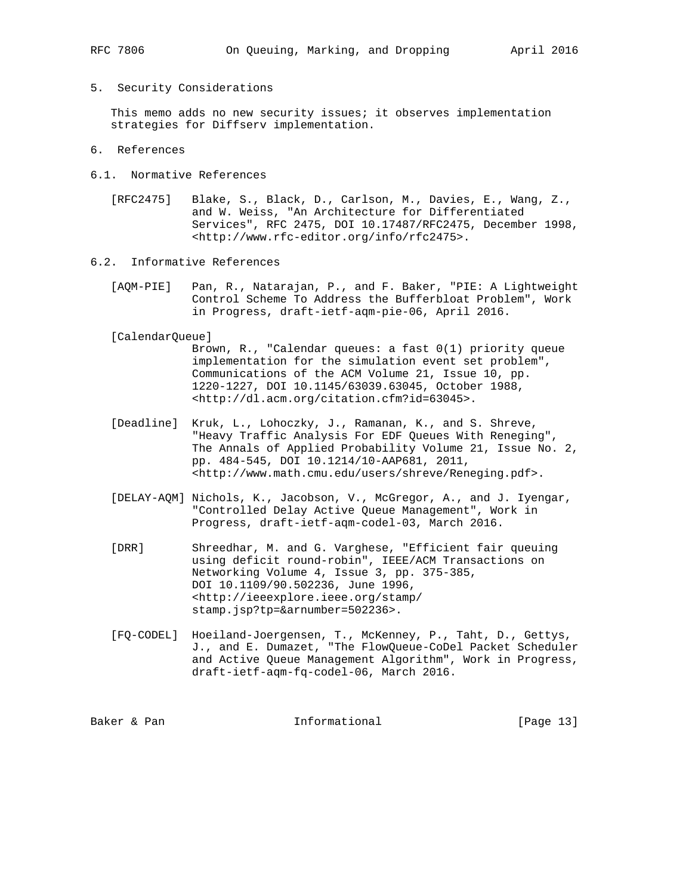## 5. Security Considerations

This memo adds no new security issues; it observes implementation strategies for Diffserv implementation.

## 6. References

### 6.1. Normative References

[RFC2475] Blake, S., Black, D., Carlson, M., Davies, E., Wang, Z., and W. Weiss, "An Architecture for Differentiated Services", RFC 2475, DOI 10.17487/RFC2475, December 1998, <http://www.rfc-editor.org/info/rfc2475>.

### 6.2. Informative References

[AQM-PIE] Pan, R., Natarajan, P., and F. Baker, "PIE: A Lightweight Control Scheme To Address the Bufferbloat Problem", Work in Progress, draft-ietf-aqm-pie-06, April 2016.

[CalendarQueue] Brown, R., "Calendar queues: a fast 0(1) priority queue implementation for the simulation event set problem", Communications of the ACM Volume 21, Issue 10, pp. 1220-1227, DOI 10.1145/63039.63045, October 1988, <http://dl.acm.org/citation.cfm?id=63045>.

[Deadline] Kruk, L., Lohoczky, J., Ramanan, K., and S. Shreve, "Heavy Traffic Analysis For EDF Queues With Reneging", The Annals of Applied Probability Volume 21, Issue No. 2, pp. 484-545, DOI 10.1214/10-AAP681, 2011, <http://www.math.cmu.edu/users/shreve/Reneging.pdf>.

[DELAY-AQM] Nichols, K., Jacobson, V., McGregor, A., and J. Iyengar, "Controlled Delay Active Queue Management", Work in Progress, draft-ietf-aqm-codel-03, March 2016.

[DRR] Shreedhar, M. and G. Varghese, "Efficient fair queuing using deficit round-robin", IEEE/ACM Transactions on Networking Volume 4, Issue 3, pp. 375-385, DOI 10.1109/90.502236, June 1996, <http://ieeexplore.ieee.org/stamp/stamp.jsp?tp=&arnumber=502236>.

[FQ-CODEL] Hoeiland-Joergensen, T., McKenney, P., Taht, D., Gettys, J., and E. Dumazet, "The FlowQueue-CoDel Packet Scheduler and Active Queue Management Algorithm", Work in Progress, draft-ietf-aqm-fq-codel-06, March 2016.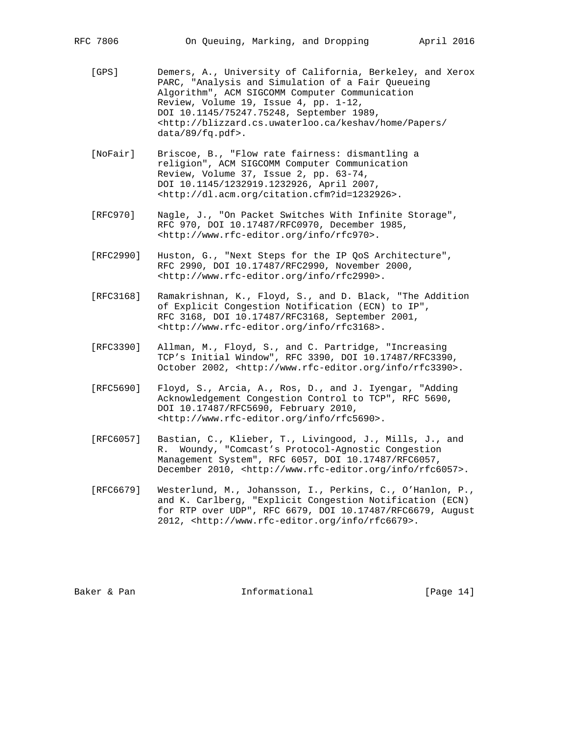[GPS] Demers, A., University of California, Berkeley, and Xerox PARC, "Analysis and Simulation of a Fair Queueing Algorithm", ACM SIGCOMM Computer Communication Review, Volume 19, Issue 4, pp. 1-12, DOI 10.1145/75247.75248, September 1989, <http://blizzard.cs.uwaterloo.ca/keshav/home/Papers/data/89/fq.pdf>.

[NoFair] Briscoe, B., "Flow rate fairness: dismantling a religion", ACM SIGCOMM Computer Communication Review, Volume 37, Issue 2, pp. 63-74, DOI 10.1145/1232919.1232926, April 2007, <http://dl.acm.org/citation.cfm?id=1232926>.

[RFC970] Nagle, J., "On Packet Switches With Infinite Storage", RFC 970, DOI 10.17487/RFC0970, December 1985, <http://www.rfc-editor.org/info/rfc970>.

[RFC2990] Huston, G., "Next Steps for the IP QoS Architecture", RFC 2990, DOI 10.17487/RFC2990, November 2000, <http://www.rfc-editor.org/info/rfc2990>.

[RFC3168] Ramakrishnan, K., Floyd, S., and D. Black, "The Addition of Explicit Congestion Notification (ECN) to IP", RFC 3168, DOI 10.17487/RFC3168, September 2001, <http://www.rfc-editor.org/info/rfc3168>.

[RFC3390] Allman, M., Floyd, S., and C. Partridge, "Increasing TCP's Initial Window", RFC 3390, DOI 10.17487/RFC3390, October 2002, <http://www.rfc-editor.org/info/rfc3390>.

[RFC5690] Floyd, S., Arcia, A., Ros, D., and J. Iyengar, "Adding Acknowledgement Congestion Control to TCP", RFC 5690, DOI 10.17487/RFC5690, February 2010, <http://www.rfc-editor.org/info/rfc5690>.

[RFC6057] Bastian, C., Klieber, T., Livingood, J., Mills, J., and R. Woundy, "Comcast's Protocol-Agnostic Congestion Management System", RFC 6057, DOI 10.17487/RFC6057, December 2010, <http://www.rfc-editor.org/info/rfc6057>.

[RFC6679] Westerlund, M., Johansson, I., Perkins, C., O'Hanlon, P., and K. Carlberg, "Explicit Congestion Notification (ECN) for RTP over UDP", RFC 6679, DOI 10.17487/RFC6679, August 2012, <http://www.rfc-editor.org/info/rfc6679>.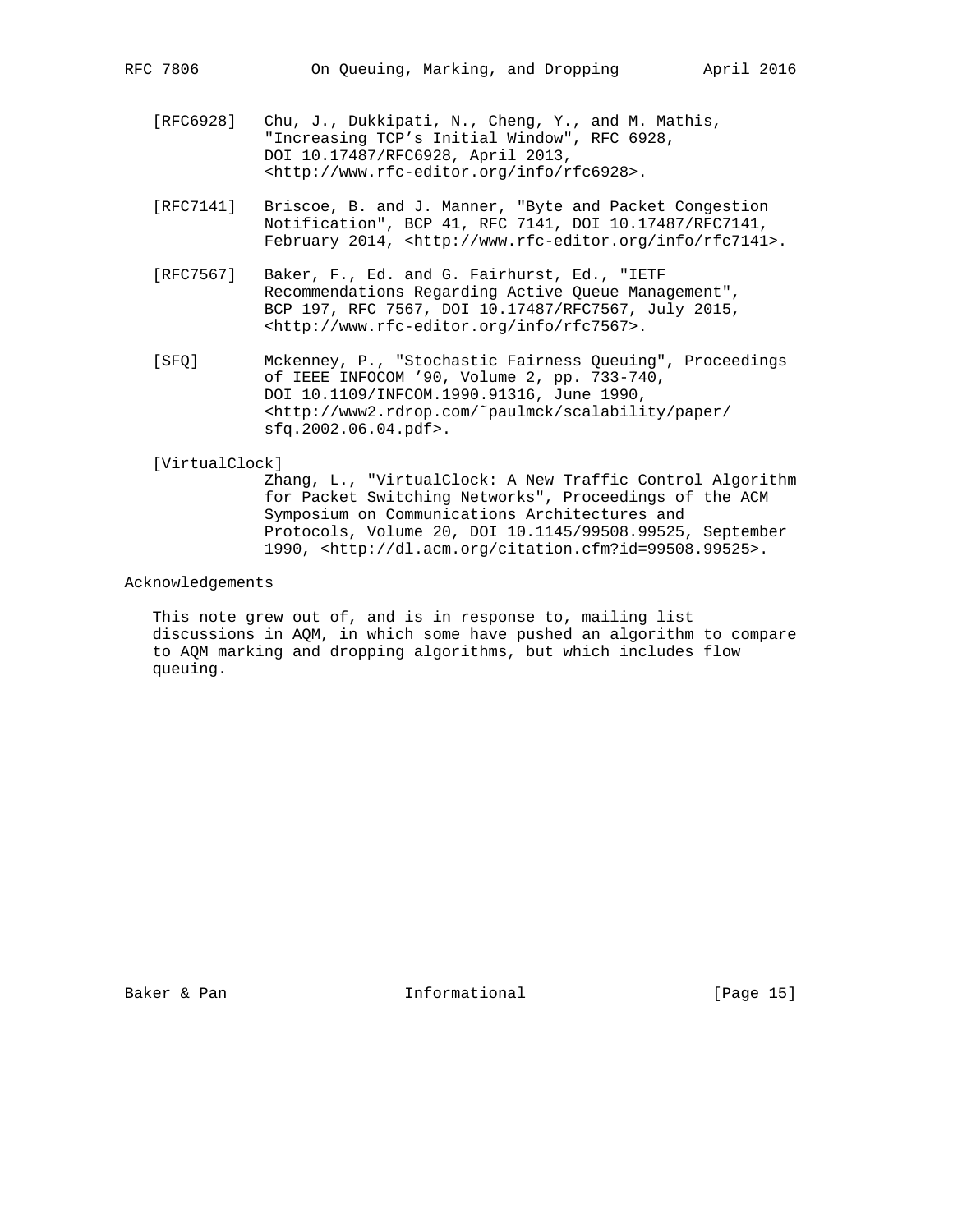[RFC6928] Chu, J., Dukkipati, N., Cheng, Y., and M. Mathis, "Increasing TCP's Initial Window", RFC 6928, DOI 10.17487/RFC6928, April 2013, <http://www.rfc-editor.org/info/rfc6928>.

[RFC7141] Briscoe, B. and J. Manner, "Byte and Packet Congestion Notification", BCP 41, RFC 7141, DOI 10.17487/RFC7141, February 2014, <http://www.rfc-editor.org/info/rfc7141>.

[RFC7567] Baker, F., Ed. and G. Fairhurst, Ed., "IETF Recommendations Regarding Active Queue Management", BCP 197, RFC 7567, DOI 10.17487/RFC7567, July 2015, <http://www.rfc-editor.org/info/rfc7567>.

[SFQ] Mckenney, P., "Stochastic Fairness Queuing", Proceedings of IEEE INFOCOM '90, Volume 2, pp. 733-740, DOI 10.1109/INFCOM.1990.91316, June 1990, <http://www2.rdrop.com/~paulmck/scalability/paper/sfq.2002.06.04.pdf>.

[VirtualClock] Zhang, L., "VirtualClock: A New Traffic Control Algorithm for Packet Switching Networks", Proceedings of the ACM Symposium on Communications Architectures and Protocols, Volume 20, DOI 10.1145/99508.99525, September 1990, <http://dl.acm.org/citation.cfm?id=99508.99525>.

## Acknowledgements

This note grew out of, and is in response to, mailing list discussions in AQM, in which some have pushed an algorithm to compare to AQM marking and dropping algorithms, but which includes flow queuing.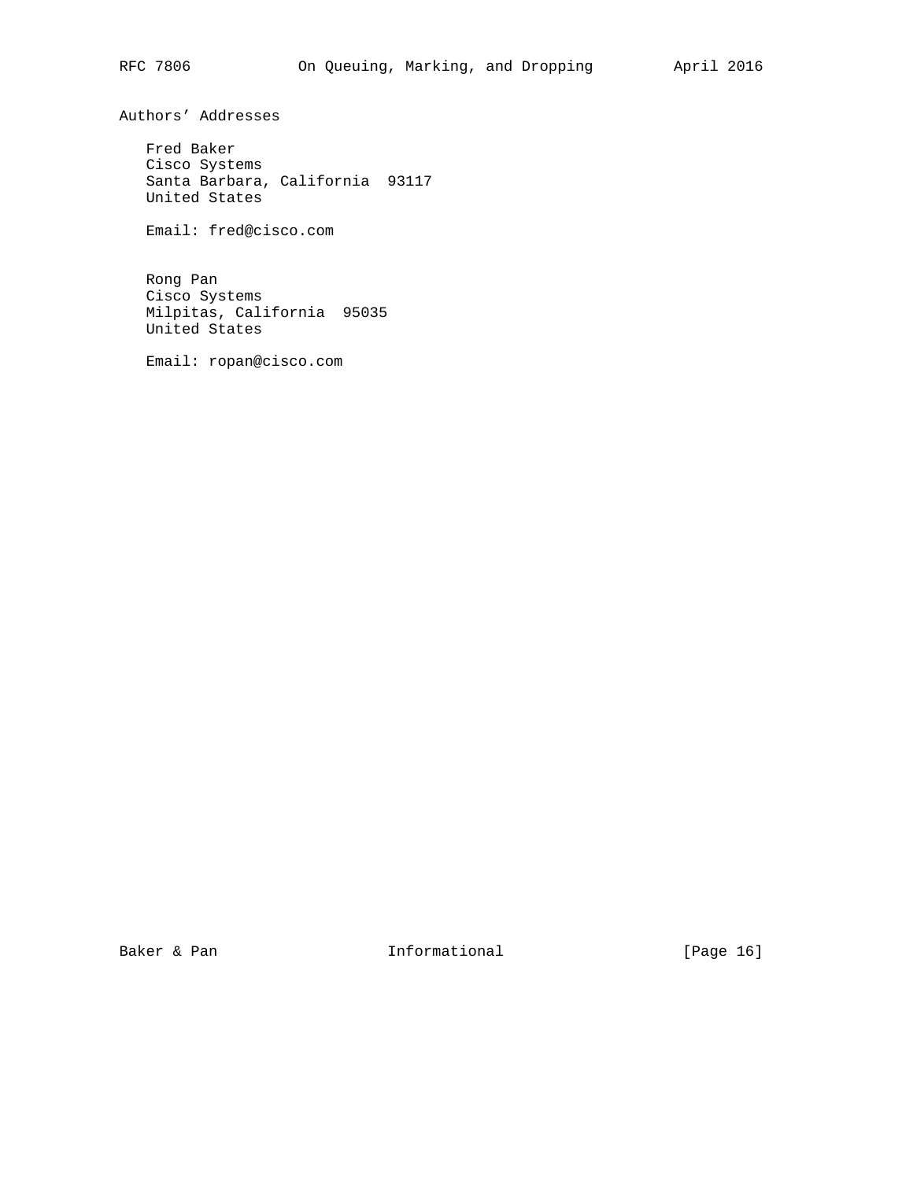## Authors' Addresses

Fred Baker
Cisco Systems
Santa Barbara, California  93117
United States

Email: fred@cisco.com

Rong Pan
Cisco Systems
Milpitas, California  95035
United States

Email: ropan@cisco.com